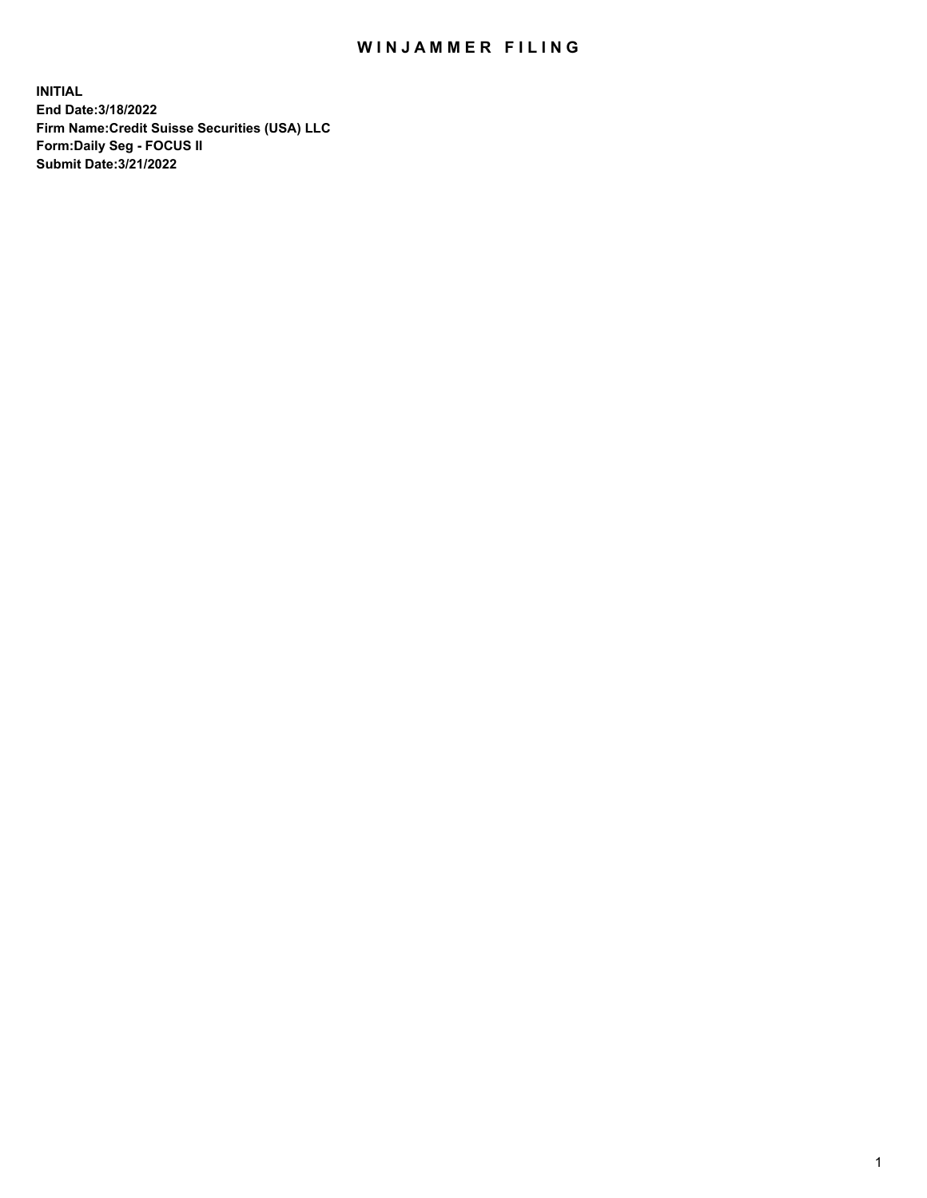# WINJAMMER FILING

**INITIAL**
**End Date:3/18/2022**
**Firm Name:Credit Suisse Securities (USA) LLC**
**Form:Daily Seg - FOCUS II**
**Submit Date:3/21/2022**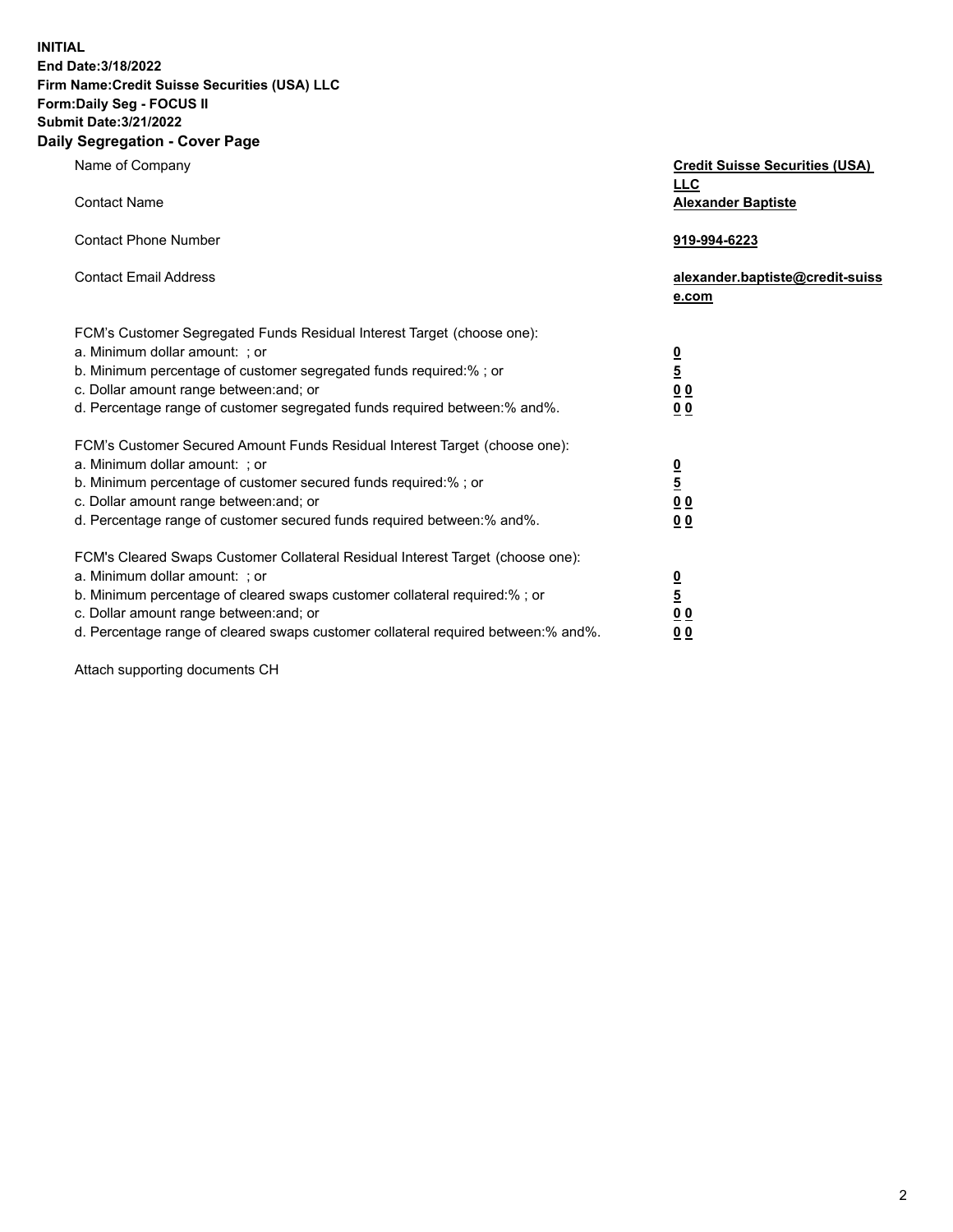**INITIAL**
**End Date:3/18/2022**
**Firm Name:Credit Suisse Securities (USA) LLC**
**Form:Daily Seg - FOCUS II**
**Submit Date:3/21/2022**

## Daily Segregation - Cover Page

| | |
|---|---|
| Name of Company | **Credit Suisse Securities (USA) LLC** |
| Contact Name | **Alexander Baptiste** |
| Contact Phone Number | **919-994-6223** |
| Contact Email Address | **alexander.baptiste@credit-suisse.com** |

FCM's Customer Segregated Funds Residual Interest Target (choose one):

| | |
|---|---|
| a. Minimum dollar amount: ; or | **0** |
| b. Minimum percentage of customer segregated funds required:% ; or | **5** |
| c. Dollar amount range between:and; or | **0 0** |
| d. Percentage range of customer segregated funds required between:% and%. | **0 0** |

FCM's Customer Secured Amount Funds Residual Interest Target (choose one):

| | |
|---|---|
| a. Minimum dollar amount: ; or | **0** |
| b. Minimum percentage of customer secured funds required:% ; or | **5** |
| c. Dollar amount range between:and; or | **0 0** |
| d. Percentage range of customer secured funds required between:% and%. | **0 0** |

FCM's Cleared Swaps Customer Collateral Residual Interest Target (choose one):

| | |
|---|---|
| a. Minimum dollar amount: ; or | **0** |
| b. Minimum percentage of cleared swaps customer collateral required:% ; or | **5** |
| c. Dollar amount range between:and; or | **0 0** |
| d. Percentage range of cleared swaps customer collateral required between:% and%. | **0 0** |

Attach supporting documents CH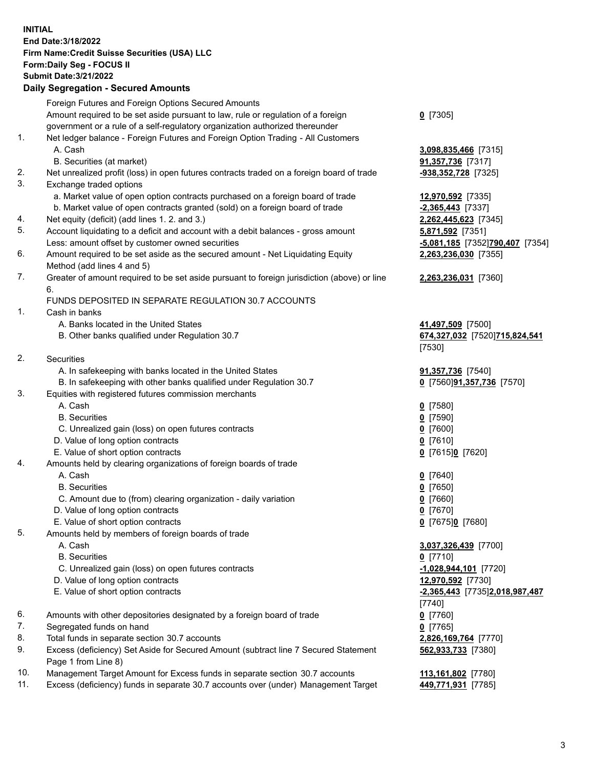**INITIAL**
**End Date:3/18/2022**
**Firm Name:Credit Suisse Securities (USA) LLC**
**Form:Daily Seg - FOCUS II**
**Submit Date:3/21/2022**

## Daily Segregation - Secured Amounts

| | | |
|---|---|---|
| | Foreign Futures and Foreign Options Secured Amounts | |
| | Amount required to be set aside pursuant to law, rule or regulation of a foreign government or a rule of a self-regulatory organization authorized thereunder | **0** [7305] |
| 1. | Net ledger balance - Foreign Futures and Foreign Option Trading - All Customers | |
| | A. Cash | **3,098,835,466** [7315] |
| | B. Securities (at market) | **91,357,736** [7317] |
| 2. | Net unrealized profit (loss) in open futures contracts traded on a foreign board of trade | **-938,352,728** [7325] |
| 3. | Exchange traded options | |
| | a. Market value of open option contracts purchased on a foreign board of trade | **12,970,592** [7335] |
| | b. Market value of open contracts granted (sold) on a foreign board of trade | **-2,365,443** [7337] |
| 4. | Net equity (deficit) (add lines 1. 2. and 3.) | **2,262,445,623** [7345] |
| 5. | Account liquidating to a deficit and account with a debit balances - gross amount | **5,871,592** [7351] |
| | Less: amount offset by customer owned securities | **-5,081,185** [7352]**790,407** [7354] |
| 6. | Amount required to be set aside as the secured amount - Net Liquidating Equity Method (add lines 4 and 5) | **2,263,236,030** [7355] |
| 7. | Greater of amount required to be set aside pursuant to foreign jurisdiction (above) or line 6. | **2,263,236,031** [7360] |
| | FUNDS DEPOSITED IN SEPARATE REGULATION 30.7 ACCOUNTS | |
| 1. | Cash in banks | |
| | A. Banks located in the United States | **41,497,509** [7500] |
| | B. Other banks qualified under Regulation 30.7 | **674,327,032** [7520]**715,824,541** [7530] |
| 2. | Securities | |
| | A. In safekeeping with banks located in the United States | **91,357,736** [7540] |
| | B. In safekeeping with other banks qualified under Regulation 30.7 | **0** [7560]**91,357,736** [7570] |
| 3. | Equities with registered futures commission merchants | |
| | A. Cash | **0** [7580] |
| | B. Securities | **0** [7590] |
| | C. Unrealized gain (loss) on open futures contracts | **0** [7600] |
| | D. Value of long option contracts | **0** [7610] |
| | E. Value of short option contracts | **0** [7615]**0** [7620] |
| 4. | Amounts held by clearing organizations of foreign boards of trade | |
| | A. Cash | **0** [7640] |
| | B. Securities | **0** [7650] |
| | C. Amount due to (from) clearing organization - daily variation | **0** [7660] |
| | D. Value of long option contracts | **0** [7670] |
| | E. Value of short option contracts | **0** [7675]**0** [7680] |
| 5. | Amounts held by members of foreign boards of trade | |
| | A. Cash | **3,037,326,439** [7700] |
| | B. Securities | **0** [7710] |
| | C. Unrealized gain (loss) on open futures contracts | **-1,028,944,101** [7720] |
| | D. Value of long option contracts | **12,970,592** [7730] |
| | E. Value of short option contracts | **-2,365,443** [7735]**2,018,987,487** [7740] |
| 6. | Amounts with other depositories designated by a foreign board of trade | **0** [7760] |
| 7. | Segregated funds on hand | **0** [7765] |
| 8. | Total funds in separate section 30.7 accounts | **2,826,169,764** [7770] |
| 9. | Excess (deficiency) Set Aside for Secured Amount (subtract line 7 Secured Statement Page 1 from Line 8) | **562,933,733** [7380] |
| 10. | Management Target Amount for Excess funds in separate section 30.7 accounts | **113,161,802** [7780] |
| 11. | Excess (deficiency) funds in separate 30.7 accounts over (under) Management Target | **449,771,931** [7785] |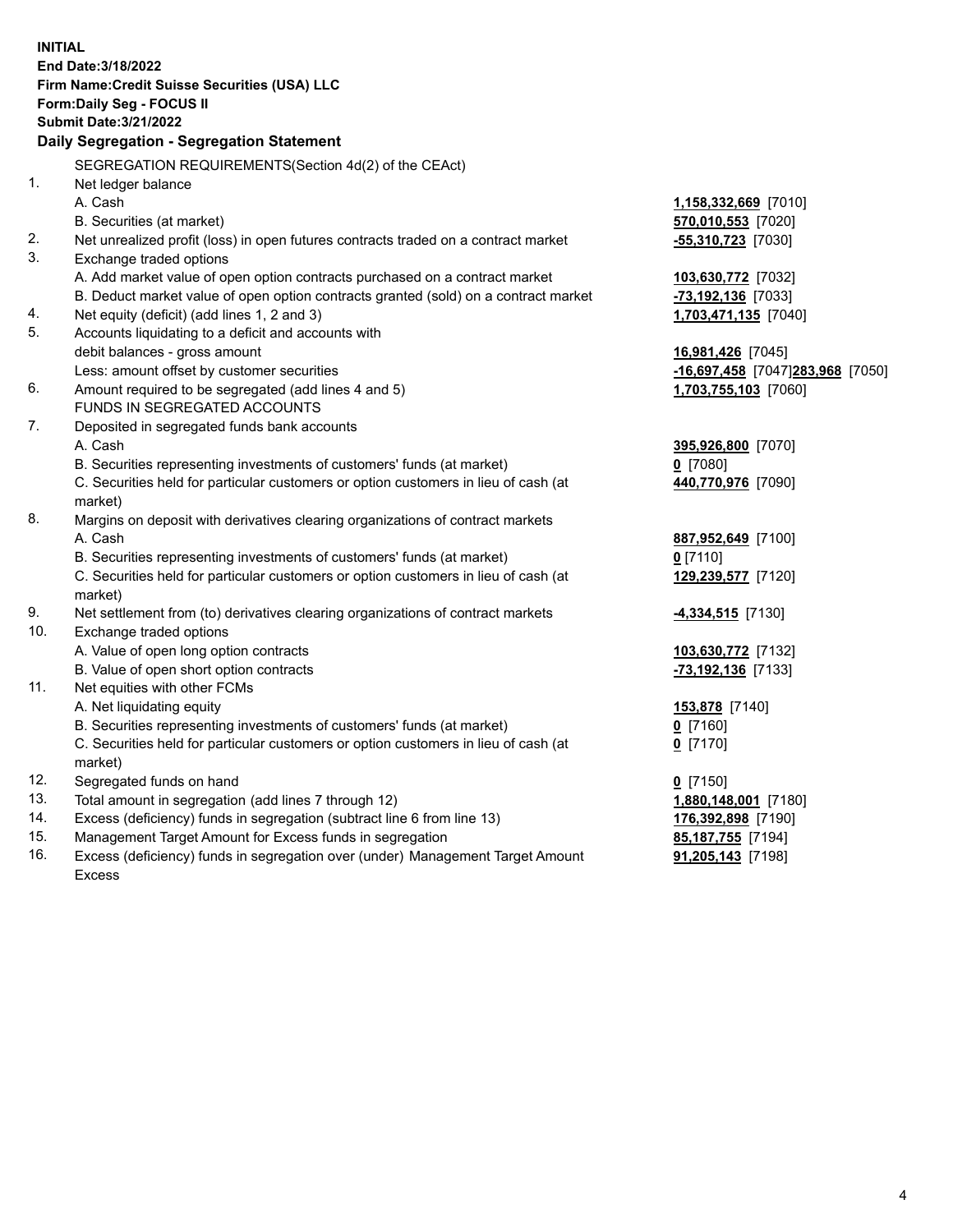**INITIAL**
**End Date:3/18/2022**
**Firm Name:Credit Suisse Securities (USA) LLC**
**Form:Daily Seg - FOCUS II**
**Submit Date:3/21/2022**

## Daily Segregation - Segregation Statement

SEGREGATION REQUIREMENTS(Section 4d(2) of the CEAct)

| | | |
|---|---|---|
| 1. | Net ledger balance | |
| | A. Cash | **1,158,332,669** [7010] |
| | B. Securities (at market) | **570,010,553** [7020] |
| 2. | Net unrealized profit (loss) in open futures contracts traded on a contract market | **-55,310,723** [7030] |
| 3. | Exchange traded options | |
| | A. Add market value of open option contracts purchased on a contract market | **103,630,772** [7032] |
| | B. Deduct market value of open option contracts granted (sold) on a contract market | **-73,192,136** [7033] |
| 4. | Net equity (deficit) (add lines 1, 2 and 3) | **1,703,471,135** [7040] |
| 5. | Accounts liquidating to a deficit and accounts with debit balances - gross amount | **16,981,426** [7045] |
| | Less: amount offset by customer securities | **-16,697,458** [7047]**283,968** [7050] |
| 6. | Amount required to be segregated (add lines 4 and 5) | **1,703,755,103** [7060] |
| | FUNDS IN SEGREGATED ACCOUNTS | |
| 7. | Deposited in segregated funds bank accounts | |
| | A. Cash | **395,926,800** [7070] |
| | B. Securities representing investments of customers' funds (at market) | **0** [7080] |
| | C. Securities held for particular customers or option customers in lieu of cash (at market) | **440,770,976** [7090] |
| 8. | Margins on deposit with derivatives clearing organizations of contract markets | |
| | A. Cash | **887,952,649** [7100] |
| | B. Securities representing investments of customers' funds (at market) | **0** [7110] |
| | C. Securities held for particular customers or option customers in lieu of cash (at market) | **129,239,577** [7120] |
| 9. | Net settlement from (to) derivatives clearing organizations of contract markets | **-4,334,515** [7130] |
| 10. | Exchange traded options | |
| | A. Value of open long option contracts | **103,630,772** [7132] |
| | B. Value of open short option contracts | **-73,192,136** [7133] |
| 11. | Net equities with other FCMs | |
| | A. Net liquidating equity | **153,878** [7140] |
| | B. Securities representing investments of customers' funds (at market) | **0** [7160] |
| | C. Securities held for particular customers or option customers in lieu of cash (at market) | **0** [7170] |
| 12. | Segregated funds on hand | **0** [7150] |
| 13. | Total amount in segregation (add lines 7 through 12) | **1,880,148,001** [7180] |
| 14. | Excess (deficiency) funds in segregation (subtract line 6 from line 13) | **176,392,898** [7190] |
| 15. | Management Target Amount for Excess funds in segregation | **85,187,755** [7194] |
| 16. | Excess (deficiency) funds in segregation over (under) Management Target Amount Excess | **91,205,143** [7198] |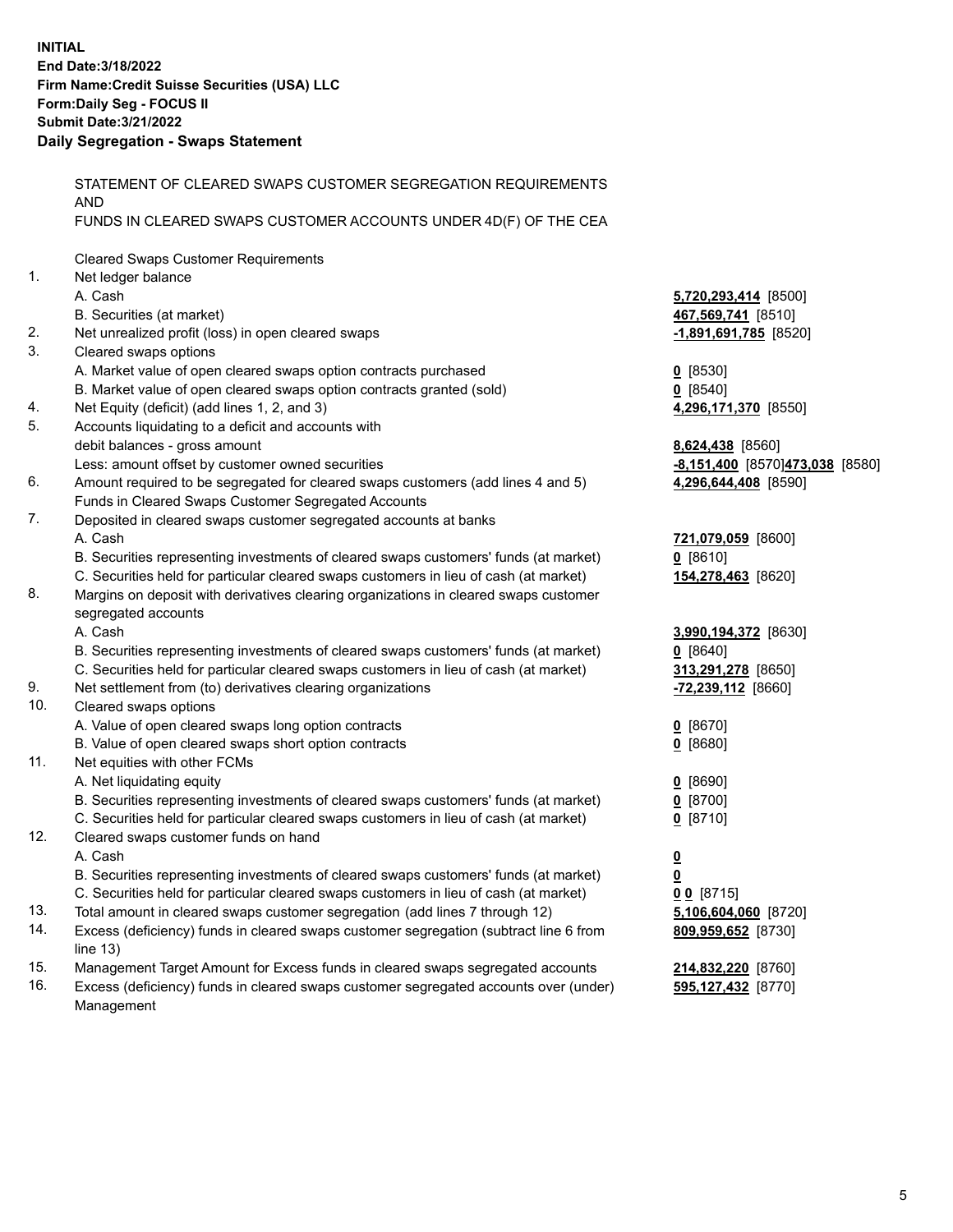**INITIAL**
**End Date:3/18/2022**
**Firm Name:Credit Suisse Securities (USA) LLC**
**Form:Daily Seg - FOCUS II**
**Submit Date:3/21/2022**
**Daily Segregation - Swaps Statement**

STATEMENT OF CLEARED SWAPS CUSTOMER SEGREGATION REQUIREMENTS AND
FUNDS IN CLEARED SWAPS CUSTOMER ACCOUNTS UNDER 4D(F) OF THE CEA

| | | |
|---|---|---|
| | Cleared Swaps Customer Requirements | |
| 1. | Net ledger balance | |
| | A. Cash | **5,720,293,414** [8500] |
| | B. Securities (at market) | **467,569,741** [8510] |
| 2. | Net unrealized profit (loss) in open cleared swaps | **-1,891,691,785** [8520] |
| 3. | Cleared swaps options | |
| | A. Market value of open cleared swaps option contracts purchased | **0** [8530] |
| | B. Market value of open cleared swaps option contracts granted (sold) | **0** [8540] |
| 4. | Net Equity (deficit) (add lines 1, 2, and 3) | **4,296,171,370** [8550] |
| 5. | Accounts liquidating to a deficit and accounts with debit balances - gross amount | **8,624,438** [8560] |
| | Less: amount offset by customer owned securities | **-8,151,400** [8570] **473,038** [8580] |
| 6. | Amount required to be segregated for cleared swaps customers (add lines 4 and 5) | **4,296,644,408** [8590] |
| | Funds in Cleared Swaps Customer Segregated Accounts | |
| 7. | Deposited in cleared swaps customer segregated accounts at banks | |
| | A. Cash | **721,079,059** [8600] |
| | B. Securities representing investments of cleared swaps customers' funds (at market) | **0** [8610] |
| | C. Securities held for particular cleared swaps customers in lieu of cash (at market) | **154,278,463** [8620] |
| 8. | Margins on deposit with derivatives clearing organizations in cleared swaps customer segregated accounts | |
| | A. Cash | **3,990,194,372** [8630] |
| | B. Securities representing investments of cleared swaps customers' funds (at market) | **0** [8640] |
| | C. Securities held for particular cleared swaps customers in lieu of cash (at market) | **313,291,278** [8650] |
| 9. | Net settlement from (to) derivatives clearing organizations | **-72,239,112** [8660] |
| 10. | Cleared swaps options | |
| | A. Value of open cleared swaps long option contracts | **0** [8670] |
| | B. Value of open cleared swaps short option contracts | **0** [8680] |
| 11. | Net equities with other FCMs | |
| | A. Net liquidating equity | **0** [8690] |
| | B. Securities representing investments of cleared swaps customers' funds (at market) | **0** [8700] |
| | C. Securities held for particular cleared swaps customers in lieu of cash (at market) | **0** [8710] |
| 12. | Cleared swaps customer funds on hand | |
| | A. Cash | **0** |
| | B. Securities representing investments of cleared swaps customers' funds (at market) | **0** |
| | C. Securities held for particular cleared swaps customers in lieu of cash (at market) | **0** **0** [8715] |
| 13. | Total amount in cleared swaps customer segregation (add lines 7 through 12) | **5,106,604,060** [8720] |
| 14. | Excess (deficiency) funds in cleared swaps customer segregation (subtract line 6 from line 13) | **809,959,652** [8730] |
| 15. | Management Target Amount for Excess funds in cleared swaps segregated accounts | **214,832,220** [8760] |
| 16. | Excess (deficiency) funds in cleared swaps customer segregated accounts over (under) Management | **595,127,432** [8770] |